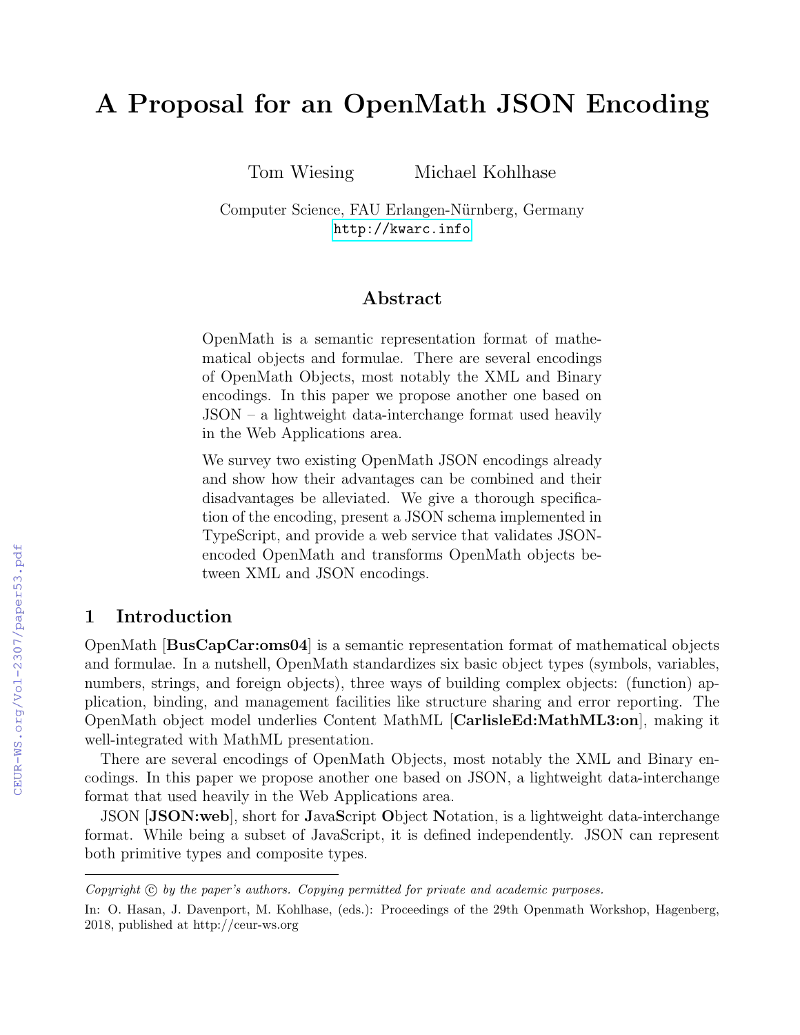# A Proposal for an OpenMath JSON Encoding

Tom Wiesing  Michael Kohlhase

Computer Science, FAU Erlangen-Nürnberg, Germany
http://kwarc.info

## Abstract

OpenMath is a semantic representation format of mathematical objects and formulae. There are several encodings of OpenMath Objects, most notably the XML and Binary encodings. In this paper we propose another one based on JSON – a lightweight data-interchange format used heavily in the Web Applications area.

We survey two existing OpenMath JSON encodings already and show how their advantages can be combined and their disadvantages be alleviated. We give a thorough specification of the encoding, present a JSON schema implemented in TypeScript, and provide a web service that validates JSON-encoded OpenMath and transforms OpenMath objects between XML and JSON encodings.

## 1 Introduction

OpenMath [**BusCapCar:oms04**] is a semantic representation format of mathematical objects and formulae. In a nutshell, OpenMath standardizes six basic object types (symbols, variables, numbers, strings, and foreign objects), three ways of building complex objects: (function) application, binding, and management facilities like structure sharing and error reporting. The OpenMath object model underlies Content MathML [**CarlisleEd:MathML3:on**], making it well-integrated with MathML presentation.

There are several encodings of OpenMath Objects, most notably the XML and Binary encodings. In this paper we propose another one based on JSON, a lightweight data-interchange format that used heavily in the Web Applications area.

JSON [**JSON:web**], short for **J**ava**S**cript **O**bject **N**otation, is a lightweight data-interchange format. While being a subset of JavaScript, it is defined independently. JSON can represent both primitive types and composite types.

---

*Copyright © by the paper's authors. Copying permitted for private and academic purposes.*

In: O. Hasan, J. Davenport, M. Kohlhase, (eds.): Proceedings of the 29th Openmath Workshop, Hagenberg, 2018, published at http://ceur-ws.org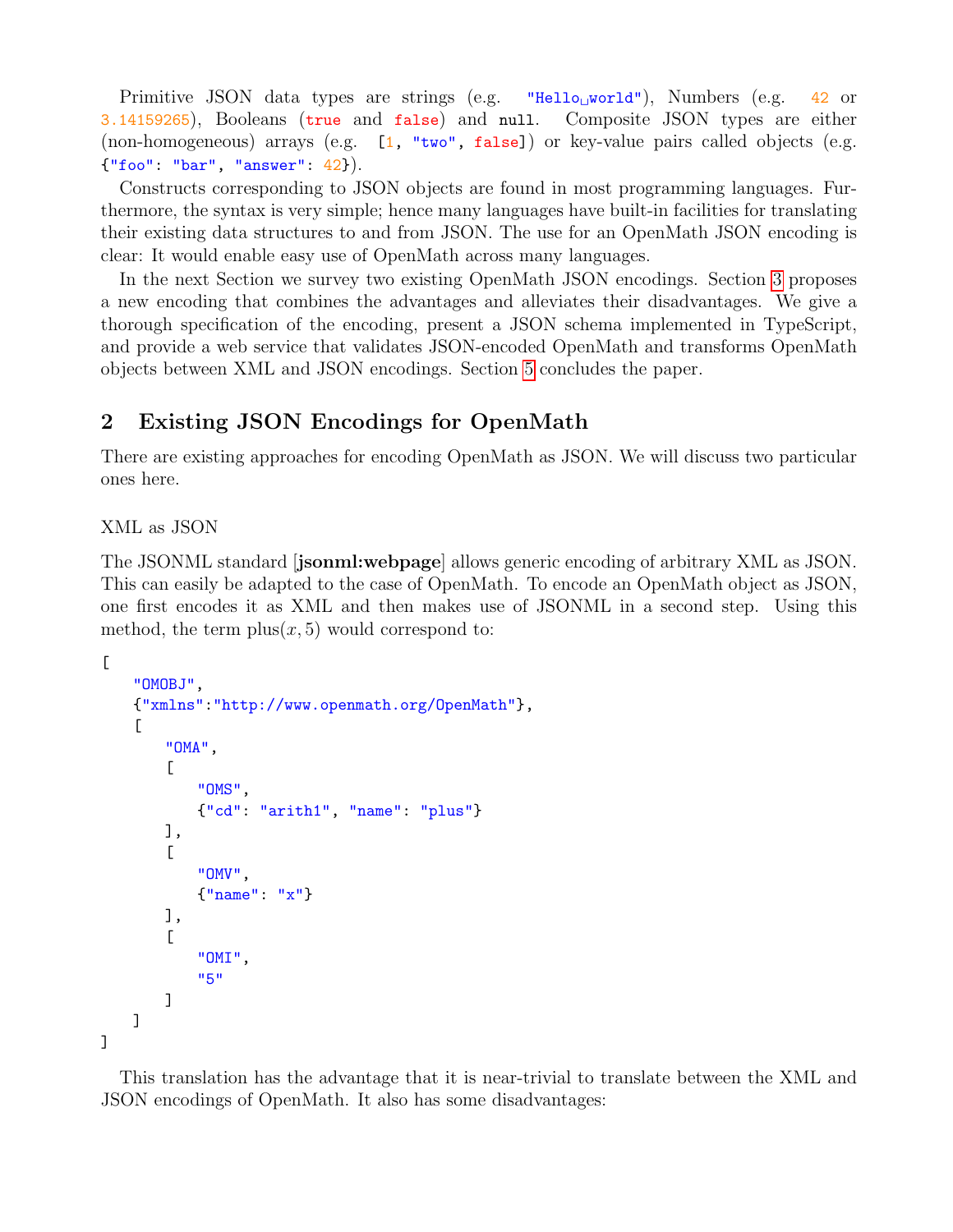Primitive JSON data types are strings (e.g. `"Hello world"`), Numbers (e.g. `42` or `3.14159265`), Booleans (`true` and `false`) and `null`. Composite JSON types are either (non-homogeneous) arrays (e.g. `[1, "two", false]`) or key-value pairs called objects (e.g. `{"foo": "bar", "answer": 42}`).

Constructs corresponding to JSON objects are found in most programming languages. Furthermore, the syntax is very simple; hence many languages have built-in facilities for translating their existing data structures to and from JSON. The use for an OpenMath JSON encoding is clear: It would enable easy use of OpenMath across many languages.

In the next Section we survey two existing OpenMath JSON encodings. Section 3 proposes a new encoding that combines the advantages and alleviates their disadvantages. We give a thorough specification of the encoding, present a JSON schema implemented in TypeScript, and provide a web service that validates JSON-encoded OpenMath and transforms OpenMath objects between XML and JSON encodings. Section 5 concludes the paper.

## 2 Existing JSON Encodings for OpenMath

There are existing approaches for encoding OpenMath as JSON. We will discuss two particular ones here.

### XML as JSON

The JSONML standard [**jsonml:webpage**] allows generic encoding of arbitrary XML as JSON. This can easily be adapted to the case of OpenMath. To encode an OpenMath object as JSON, one first encodes it as XML and then makes use of JSONML in a second step. Using this method, the term plus$(x, 5)$ would correspond to:

```
[
   "OMOBJ",
   {"xmlns":"http://www.openmath.org/OpenMath"},
   [
      "OMA",
      [
         "OMS",
         {"cd": "arith1", "name": "plus"}
      ],
      [
         "OMV",
         {"name": "x"}
      ],
      [
         "OMI",
         "5"
      ]
   ]
]
```

This translation has the advantage that it is near-trivial to translate between the XML and JSON encodings of OpenMath. It also has some disadvantages: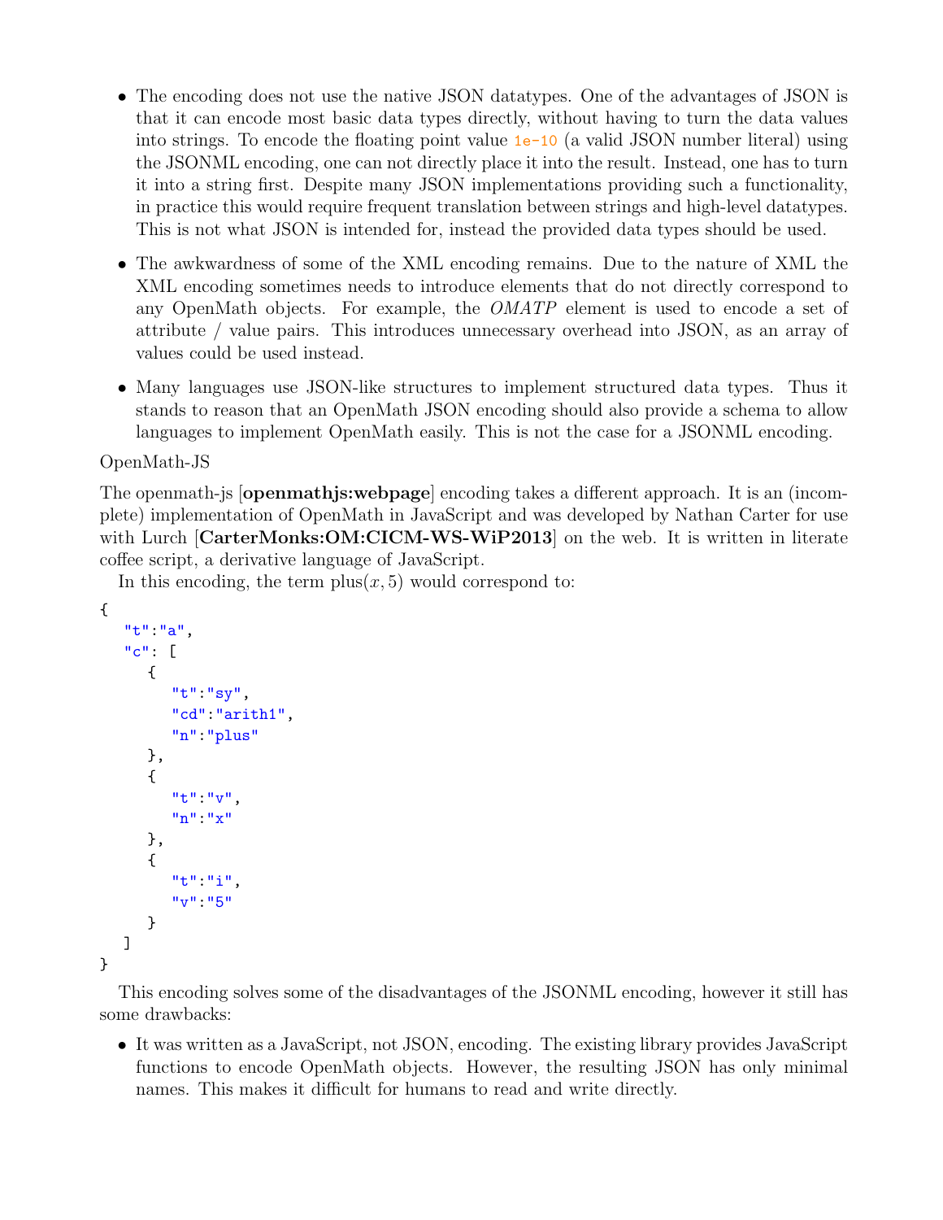- The encoding does not use the native JSON datatypes. One of the advantages of JSON is that it can encode most basic data types directly, without having to turn the data values into strings. To encode the floating point value `1e-10` (a valid JSON number literal) using the JSONML encoding, one can not directly place it into the result. Instead, one has to turn it into a string first. Despite many JSON implementations providing such a functionality, in practice this would require frequent translation between strings and high-level datatypes. This is not what JSON is intended for, instead the provided data types should be used.

- The awkwardness of some of the XML encoding remains. Due to the nature of XML the XML encoding sometimes needs to introduce elements that do not directly correspond to any OpenMath objects. For example, the *OMATP* element is used to encode a set of attribute / value pairs. This introduces unnecessary overhead into JSON, as an array of values could be used instead.

- Many languages use JSON-like structures to implement structured data types. Thus it stands to reason that an OpenMath JSON encoding should also provide a schema to allow languages to implement OpenMath easily. This is not the case for a JSONML encoding.

OpenMath-JS

The openmath-js [**openmathjs:webpage**] encoding takes a different approach. It is an (incomplete) implementation of OpenMath in JavaScript and was developed by Nathan Carter for use with Lurch [**CarterMonks:OM:CICM-WS-WiP2013**] on the web. It is written in literate coffee script, a derivative language of JavaScript.

In this encoding, the term $\mathrm{plus}(x, 5)$ would correspond to:

```
{
  "t":"a",
  "c": [
    {
      "t":"sy",
      "cd":"arith1",
      "n":"plus"
    },
    {
      "t":"v",
      "n":"x"
    },
    {
      "t":"i",
      "v":"5"
    }
  ]
}
```

This encoding solves some of the disadvantages of the JSONML encoding, however it still has some drawbacks:

- It was written as a JavaScript, not JSON, encoding. The existing library provides JavaScript functions to encode OpenMath objects. However, the resulting JSON has only minimal names. This makes it difficult for humans to read and write directly.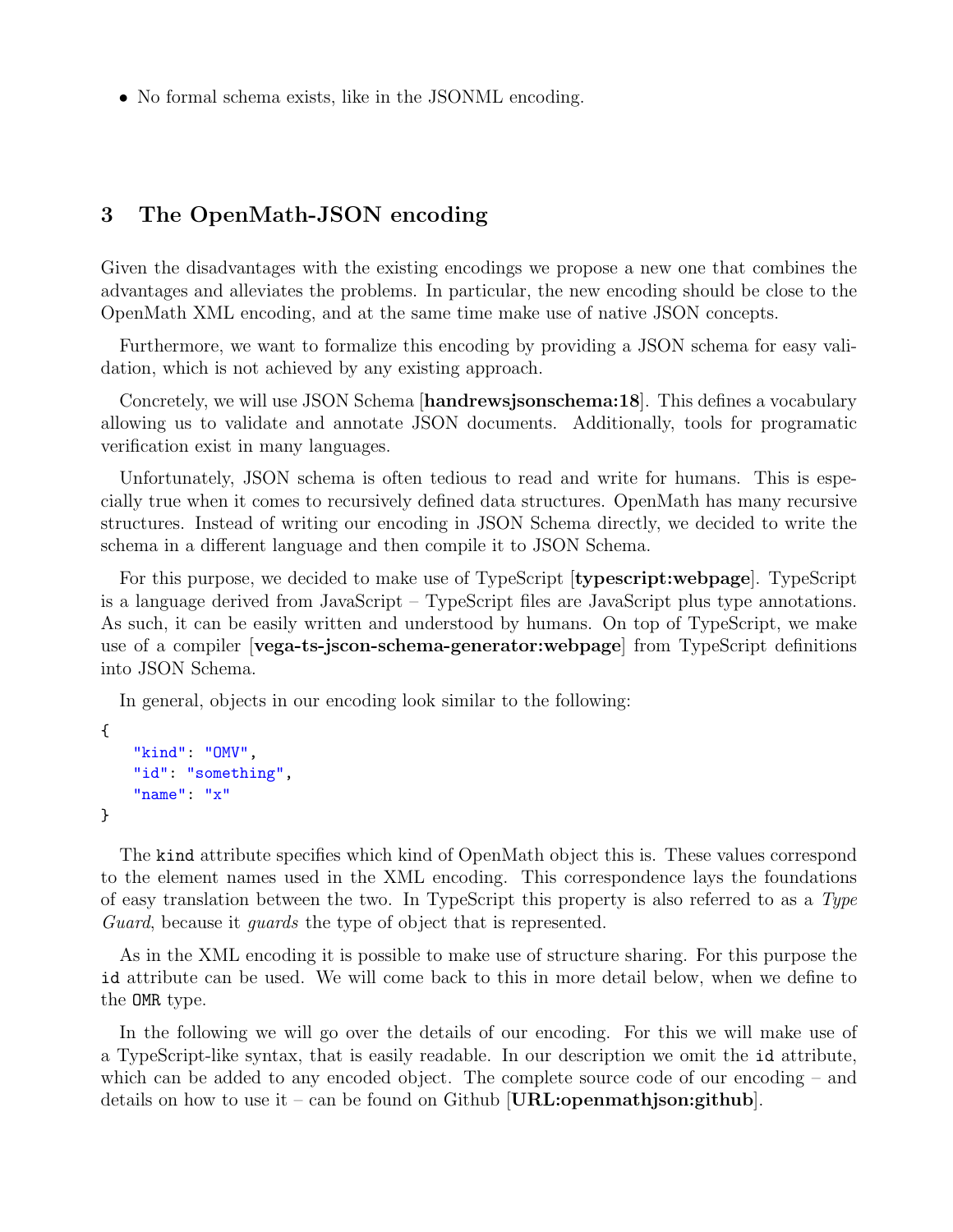- No formal schema exists, like in the JSONML encoding.

## 3 The OpenMath-JSON encoding

Given the disadvantages with the existing encodings we propose a new one that combines the advantages and alleviates the problems. In particular, the new encoding should be close to the OpenMath XML encoding, and at the same time make use of native JSON concepts.

Furthermore, we want to formalize this encoding by providing a JSON schema for easy validation, which is not achieved by any existing approach.

Concretely, we will use JSON Schema [**handrewsjsonschema:18**]. This defines a vocabulary allowing us to validate and annotate JSON documents. Additionally, tools for programatic verification exist in many languages.

Unfortunately, JSON schema is often tedious to read and write for humans. This is especially true when it comes to recursively defined data structures. OpenMath has many recursive structures. Instead of writing our encoding in JSON Schema directly, we decided to write the schema in a different language and then compile it to JSON Schema.

For this purpose, we decided to make use of TypeScript [**typescript:webpage**]. TypeScript is a language derived from JavaScript – TypeScript files are JavaScript plus type annotations. As such, it can be easily written and understood by humans. On top of TypeScript, we make use of a compiler [**vega-ts-jscon-schema-generator:webpage**] from TypeScript definitions into JSON Schema.

In general, objects in our encoding look similar to the following:

```
{
    "kind": "OMV",
    "id": "something",
    "name": "x"
}
```

The `kind` attribute specifies which kind of OpenMath object this is. These values correspond to the element names used in the XML encoding. This correspondence lays the foundations of easy translation between the two. In TypeScript this property is also referred to as a *Type Guard*, because it *guards* the type of object that is represented.

As in the XML encoding it is possible to make use of structure sharing. For this purpose the `id` attribute can be used. We will come back to this in more detail below, when we define to the `OMR` type.

In the following we will go over the details of our encoding. For this we will make use of a TypeScript-like syntax, that is easily readable. In our description we omit the `id` attribute, which can be added to any encoded object. The complete source code of our encoding – and details on how to use it – can be found on Github [**URL:openmathjson:github**].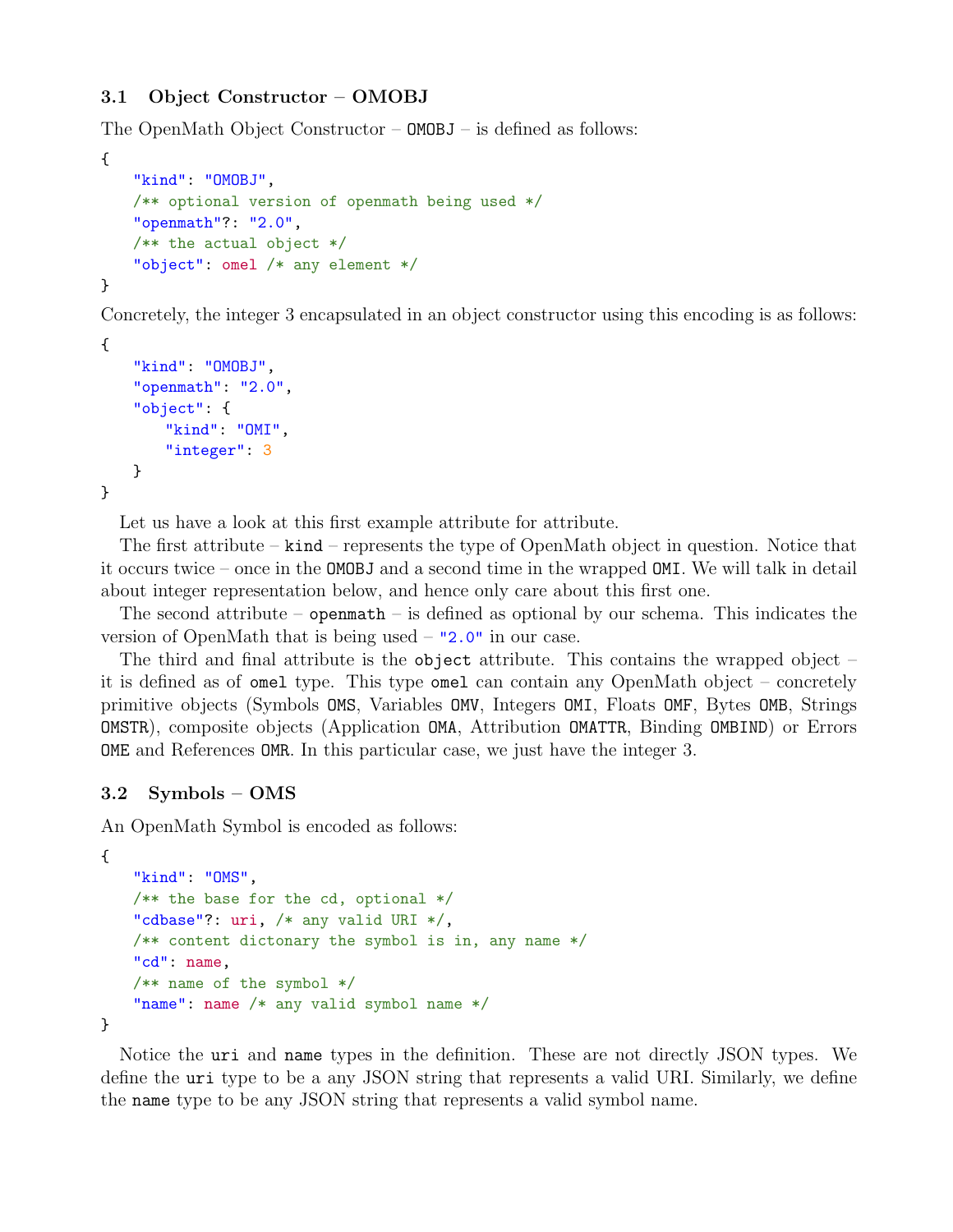### 3.1 Object Constructor – OMOBJ

The OpenMath Object Constructor – `OMOBJ` – is defined as follows:

```
{
    "kind": "OMOBJ",
    /** optional version of openmath being used */
    "openmath"?: "2.0",
    /** the actual object */
    "object": omel /* any element */
}
```

Concretely, the integer 3 encapsulated in an object constructor using this encoding is as follows:

```
{
    "kind": "OMOBJ",
    "openmath": "2.0",
    "object": {
        "kind": "OMI",
        "integer": 3
    }
}
```

Let us have a look at this first example attribute for attribute.

The first attribute – `kind` – represents the type of OpenMath object in question. Notice that it occurs twice – once in the `OMOBJ` and a second time in the wrapped `OMI`. We will talk in detail about integer representation below, and hence only care about this first one.

The second attribute – `openmath` – is defined as optional by our schema. This indicates the version of OpenMath that is being used – `"2.0"` in our case.

The third and final attribute is the `object` attribute. This contains the wrapped object – it is defined as of `omel` type. This type `omel` can contain any OpenMath object – concretely primitive objects (Symbols `OMS`, Variables `OMV`, Integers `OMI`, Floats `OMF`, Bytes `OMB`, Strings `OMSTR`), composite objects (Application `OMA`, Attribution `OMATTR`, Binding `OMBIND`) or Errors `OME` and References `OMR`. In this particular case, we just have the integer 3.

### 3.2 Symbols – OMS

An OpenMath Symbol is encoded as follows:

```
{
    "kind": "OMS",
    /** the base for the cd, optional */
    "cdbase"?: uri, /* any valid URI */,
    /** content dictonary the symbol is in, any name */
    "cd": name,
    /** name of the symbol */
    "name": name /* any valid symbol name */
}
```

Notice the `uri` and `name` types in the definition. These are not directly JSON types. We define the `uri` type to be a any JSON string that represents a valid URI. Similarly, we define the `name` type to be any JSON string that represents a valid symbol name.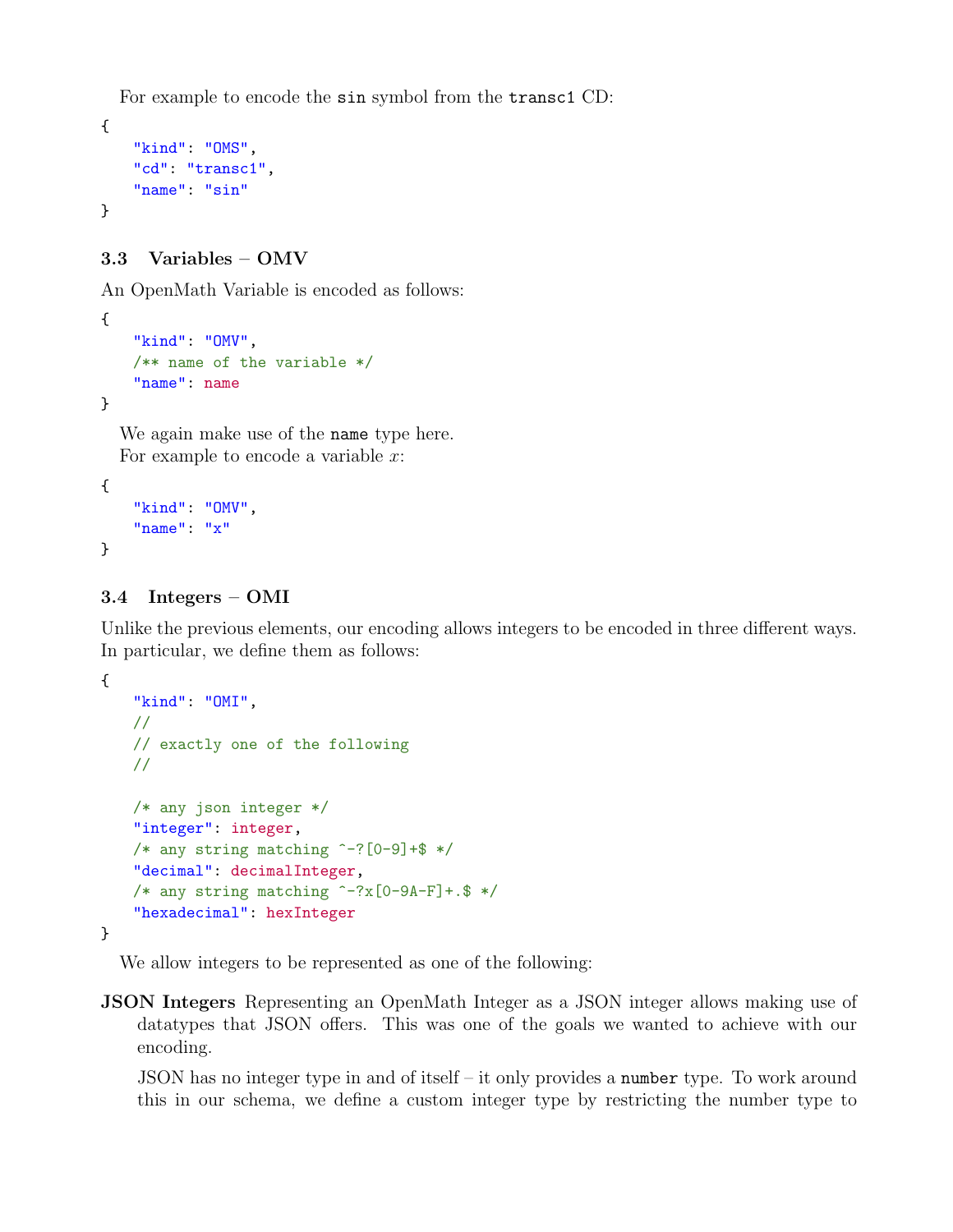For example to encode the `sin` symbol from the `transc1` CD:

```
{
    "kind": "OMS",
    "cd": "transc1",
    "name": "sin"
}
```

### 3.3 Variables – OMV

An OpenMath Variable is encoded as follows:

```
{
    "kind": "OMV",
    /** name of the variable */
    "name": name
}
```

We again make use of the `name` type here.

For example to encode a variable $x$:

```
{
    "kind": "OMV",
    "name": "x"
}
```

### 3.4 Integers – OMI

Unlike the previous elements, our encoding allows integers to be encoded in three different ways. In particular, we define them as follows:

```
{
    "kind": "OMI",
    //
    // exactly one of the following
    //

    /* any json integer */
    "integer": integer,
    /* any string matching ^-?[0-9]+$ */
    "decimal": decimalInteger,
    /* any string matching ^-?x[0-9A-F]+.$ */
    "hexadecimal": hexInteger
}
```

We allow integers to be represented as one of the following:

**JSON Integers** Representing an OpenMath Integer as a JSON integer allows making use of datatypes that JSON offers. This was one of the goals we wanted to achieve with our encoding.

JSON has no integer type in and of itself – it only provides a `number` type. To work around this in our schema, we define a custom integer type by restricting the number type to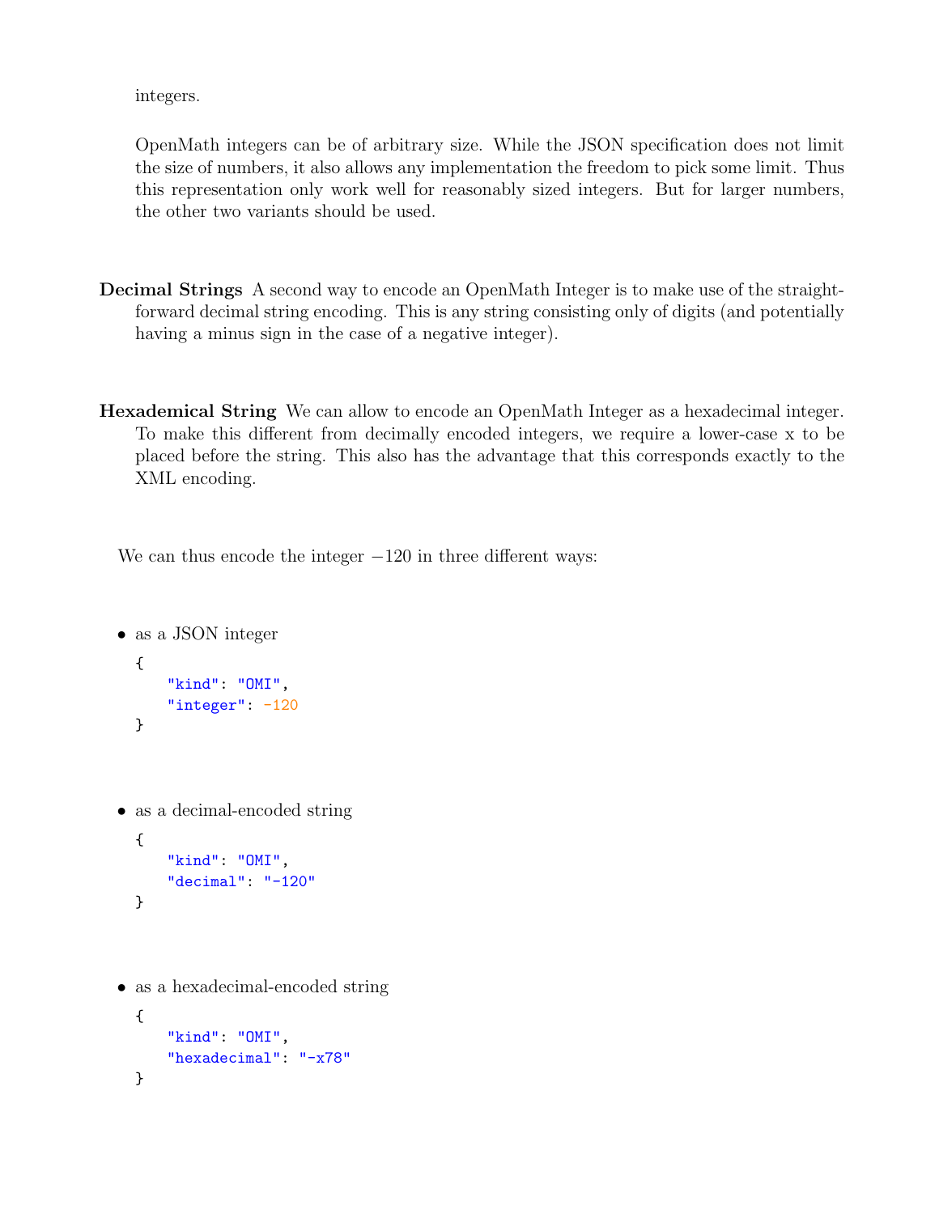integers.

OpenMath integers can be of arbitrary size. While the JSON specification does not limit the size of numbers, it also allows any implementation the freedom to pick some limit. Thus this representation only work well for reasonably sized integers. But for larger numbers, the other two variants should be used.

**Decimal Strings** A second way to encode an OpenMath Integer is to make use of the straight-forward decimal string encoding. This is any string consisting only of digits (and potentially having a minus sign in the case of a negative integer).

**Hexademical String** We can allow to encode an OpenMath Integer as a hexadecimal integer. To make this different from decimally encoded integers, we require a lower-case `x` to be placed before the string. This also has the advantage that this corresponds exactly to the XML encoding.

We can thus encode the integer −120 in three different ways:

- as a JSON integer

```
{
    "kind": "OMI",
    "integer": -120
}
```

- as a decimal-encoded string

```
{
    "kind": "OMI",
    "decimal": "-120"
}
```

- as a hexadecimal-encoded string

```
{
    "kind": "OMI",
    "hexadecimal": "-x78"
}
```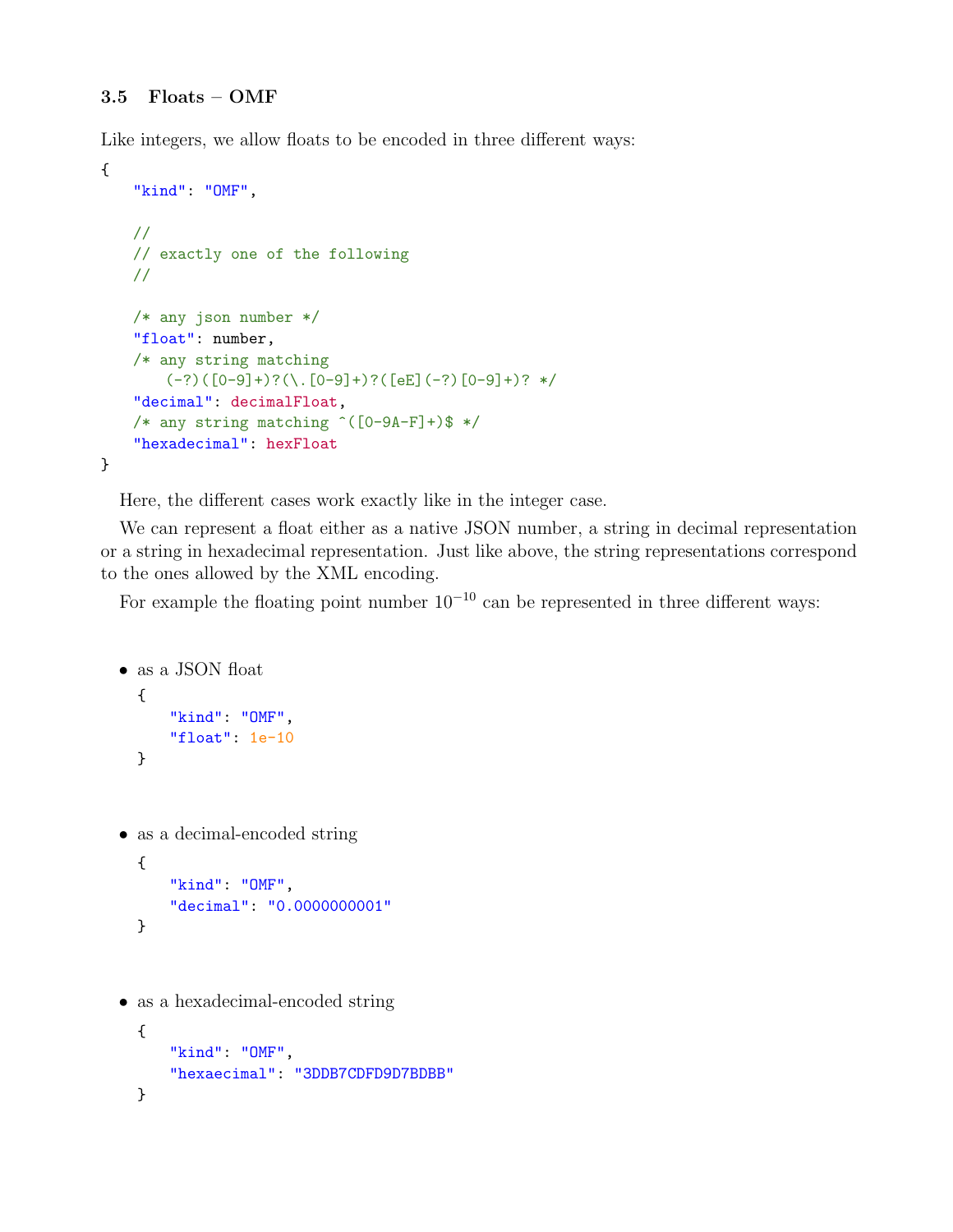### 3.5 Floats – OMF

Like integers, we allow floats to be encoded in three different ways:

```
{
    "kind": "OMF",

    //
    // exactly one of the following
    //

    /* any json number */
    "float": number,
    /* any string matching
        (-?)([0-9]+)?(\.[0-9]+)?([eE](-?)[0-9]+)? */
    "decimal": decimalFloat,
    /* any string matching ^([0-9A-F]+)$ */
    "hexadecimal": hexFloat
}
```

Here, the different cases work exactly like in the integer case.

We can represent a float either as a native JSON number, a string in decimal representation or a string in hexadecimal representation. Just like above, the string representations correspond to the ones allowed by the XML encoding.

For example the floating point number $10^{-10}$ can be represented in three different ways:

- as a JSON float

  ```
  {
      "kind": "OMF",
      "float": 1e-10
  }
  ```

- as a decimal-encoded string

  ```
  {
      "kind": "OMF",
      "decimal": "0.0000000001"
  }
  ```

- as a hexadecimal-encoded string

  ```
  {
      "kind": "OMF",
      "hexaecimal": "3DDB7CDFD9D7BDBB"
  }
  ```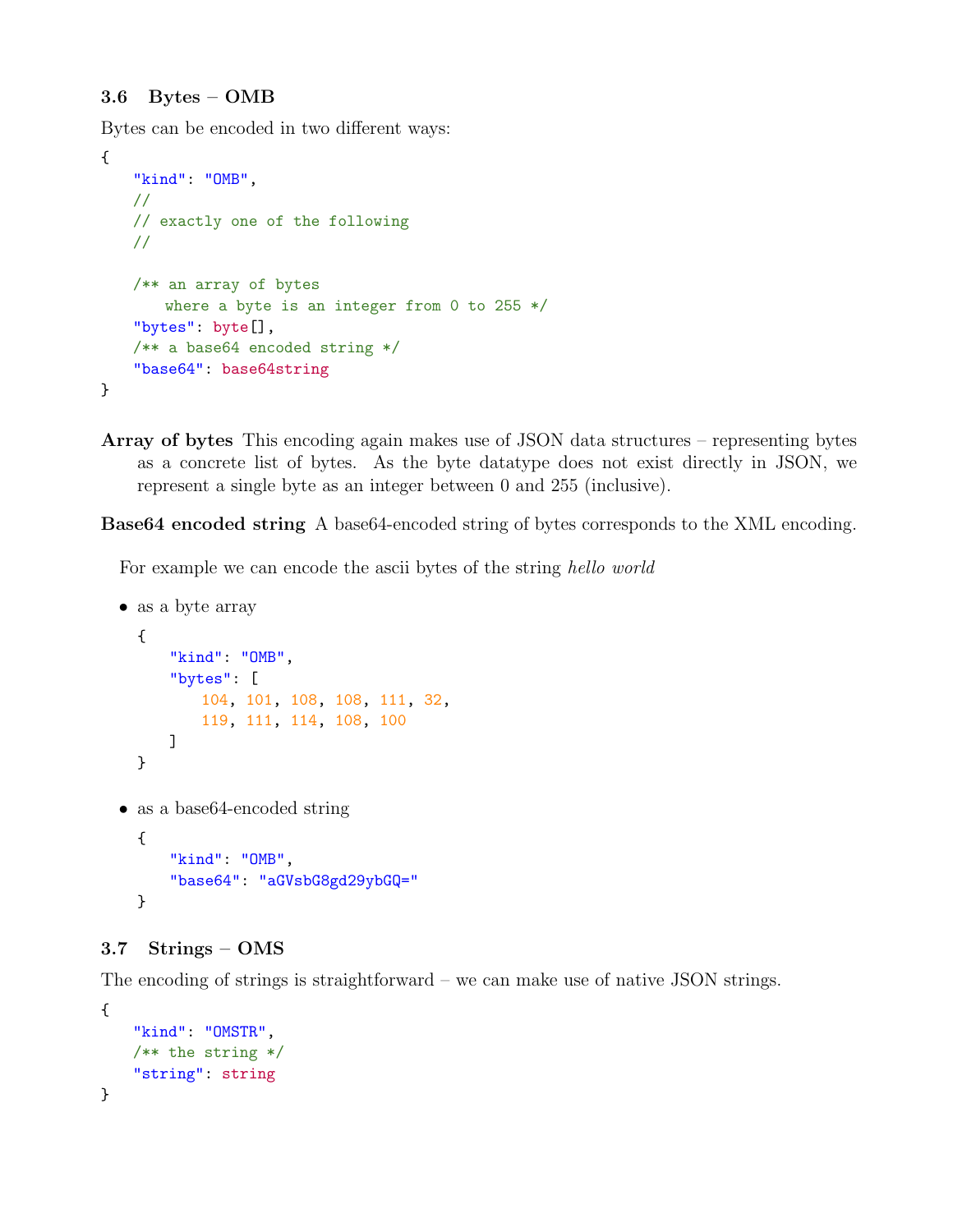### 3.6 Bytes – OMB

Bytes can be encoded in two different ways:

```
{
    "kind": "OMB",
    //
    // exactly one of the following
    //

    /** an array of bytes
        where a byte is an integer from 0 to 255 */
    "bytes": byte[],
    /** a base64 encoded string */
    "base64": base64string
}
```

**Array of bytes** This encoding again makes use of JSON data structures – representing bytes as a concrete list of bytes. As the byte datatype does not exist directly in JSON, we represent a single byte as an integer between 0 and 255 (inclusive).

**Base64 encoded string** A base64-encoded string of bytes corresponds to the XML encoding.

For example we can encode the ascii bytes of the string *hello world*

- as a byte array

```
{
    "kind": "OMB",
    "bytes": [
        104, 101, 108, 108, 111, 32,
        119, 111, 114, 108, 100
    ]
}
```

- as a base64-encoded string

```
{
    "kind": "OMB",
    "base64": "aGVsbG8gd29ybGQ="
}
```

### 3.7 Strings – OMS

The encoding of strings is straightforward – we can make use of native JSON strings.

```
{
    "kind": "OMSTR",
    /** the string */
    "string": string
}
```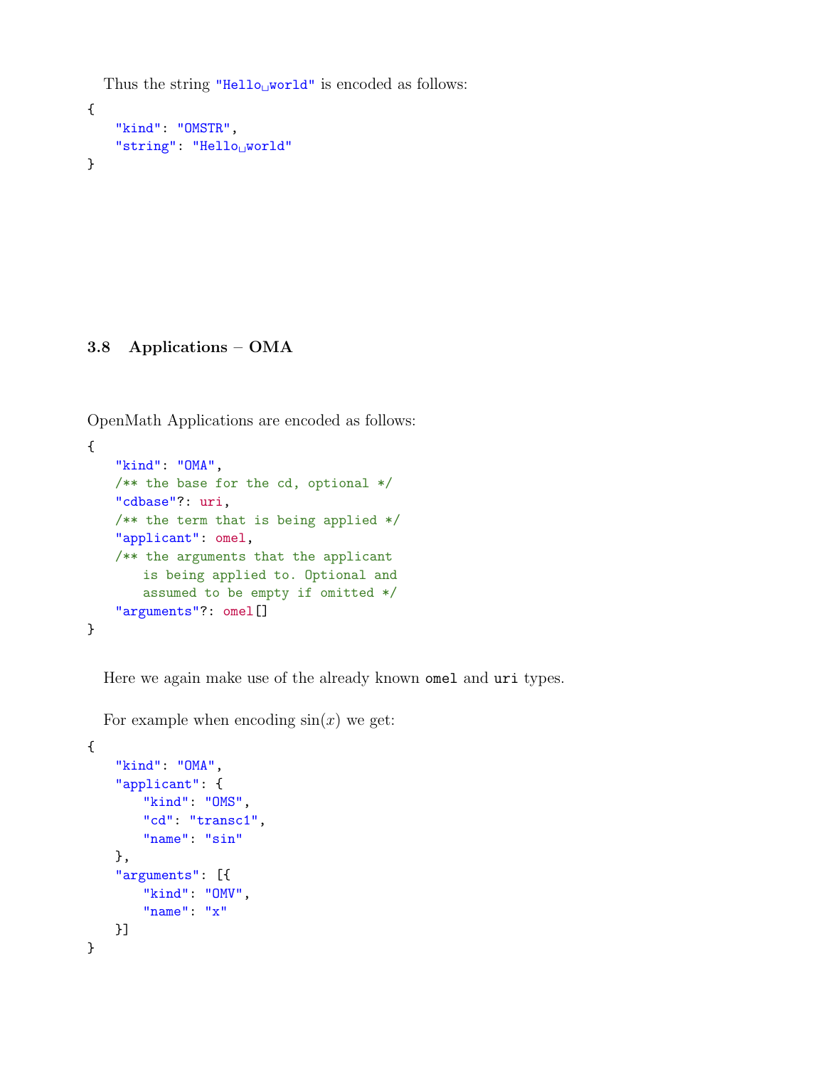Thus the string "Hello world" is encoded as follows:

```
{
    "kind": "OMSTR",
    "string": "Hello world"
}
```

### 3.8 Applications – OMA

OpenMath Applications are encoded as follows:

```
{
    "kind": "OMA",
    /** the base for the cd, optional */
    "cdbase"?: uri,
    /** the term that is being applied */
    "applicant": omel,
    /** the arguments that the applicant
        is being applied to. Optional and
        assumed to be empty if omitted */
    "arguments"?: omel[]
}
```

Here we again make use of the already known omel and uri types.

For example when encoding $\sin(x)$ we get:

```
{
    "kind": "OMA",
    "applicant": {
        "kind": "OMS",
        "cd": "transc1",
        "name": "sin"
    },
    "arguments": [{
        "kind": "OMV",
        "name": "x"
    }]
}
```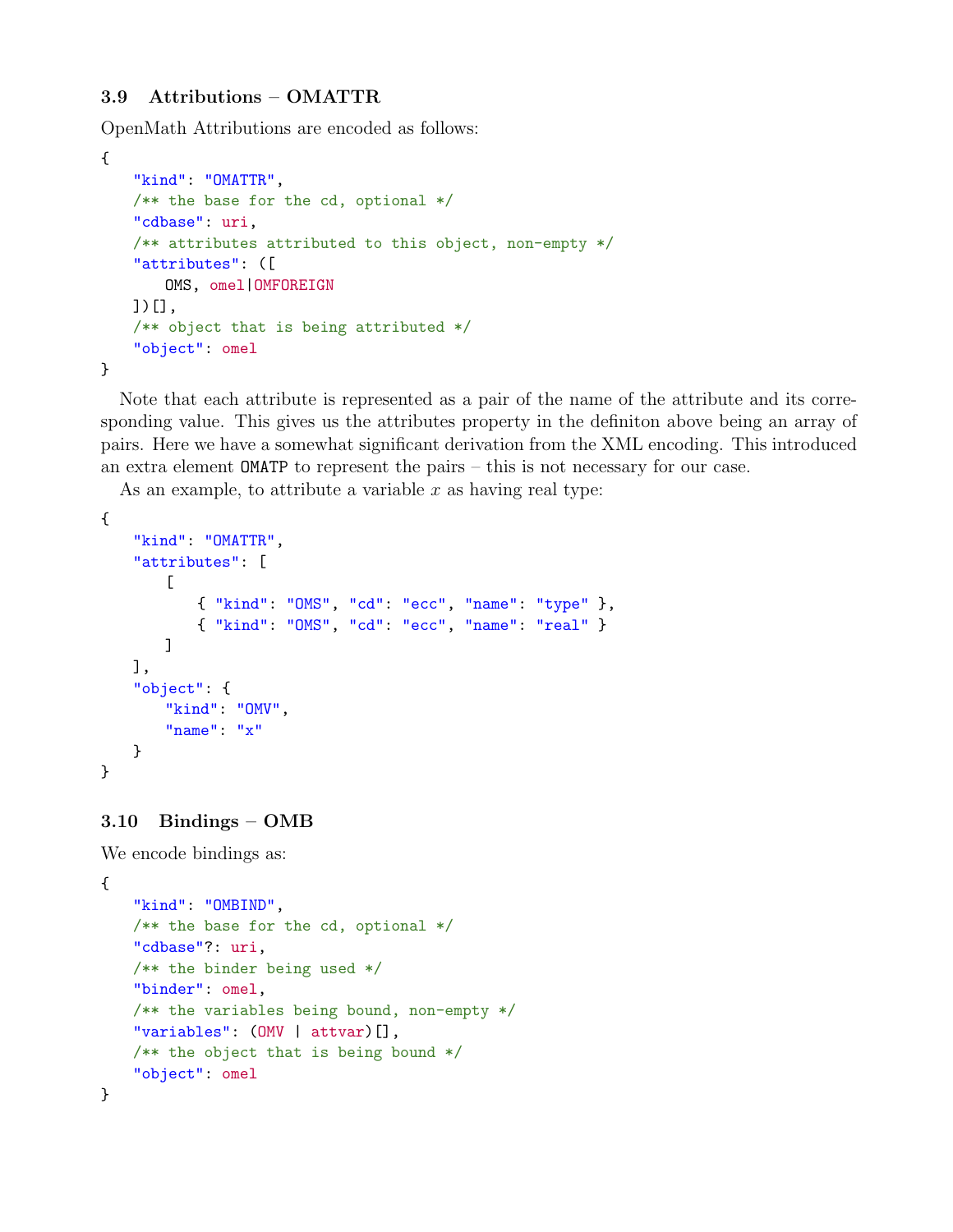### 3.9 Attributions – OMATTR

OpenMath Attributions are encoded as follows:

```
{
   "kind": "OMATTR",
   /** the base for the cd, optional */
   "cdbase": uri,
   /** attributes attributed to this object, non-empty */
   "attributes": ([
      OMS, omel|OMFOREIGN
   ])[],
   /** object that is being attributed */
   "object": omel
}
```

Note that each attribute is represented as a pair of the name of the attribute and its corresponding value. This gives us the attributes property in the definiton above being an array of pairs. Here we have a somewhat significant derivation from the XML encoding. This introduced an extra element OMATP to represent the pairs – this is not necessary for our case.

As an example, to attribute a variable $x$ as having real type:

```
{
   "kind": "OMATTR",
   "attributes": [
      [
         { "kind": "OMS", "cd": "ecc", "name": "type" },
         { "kind": "OMS", "cd": "ecc", "name": "real" }
      ]
   ],
   "object": {
      "kind": "OMV",
      "name": "x"
   }
}
```

### 3.10 Bindings – OMB

We encode bindings as:

```
{
   "kind": "OMBIND",
   /** the base for the cd, optional */
   "cdbase"?: uri,
   /** the binder being used */
   "binder": omel,
   /** the variables being bound, non-empty */
   "variables": (OMV | attvar)[],
   /** the object that is being bound */
   "object": omel
}
```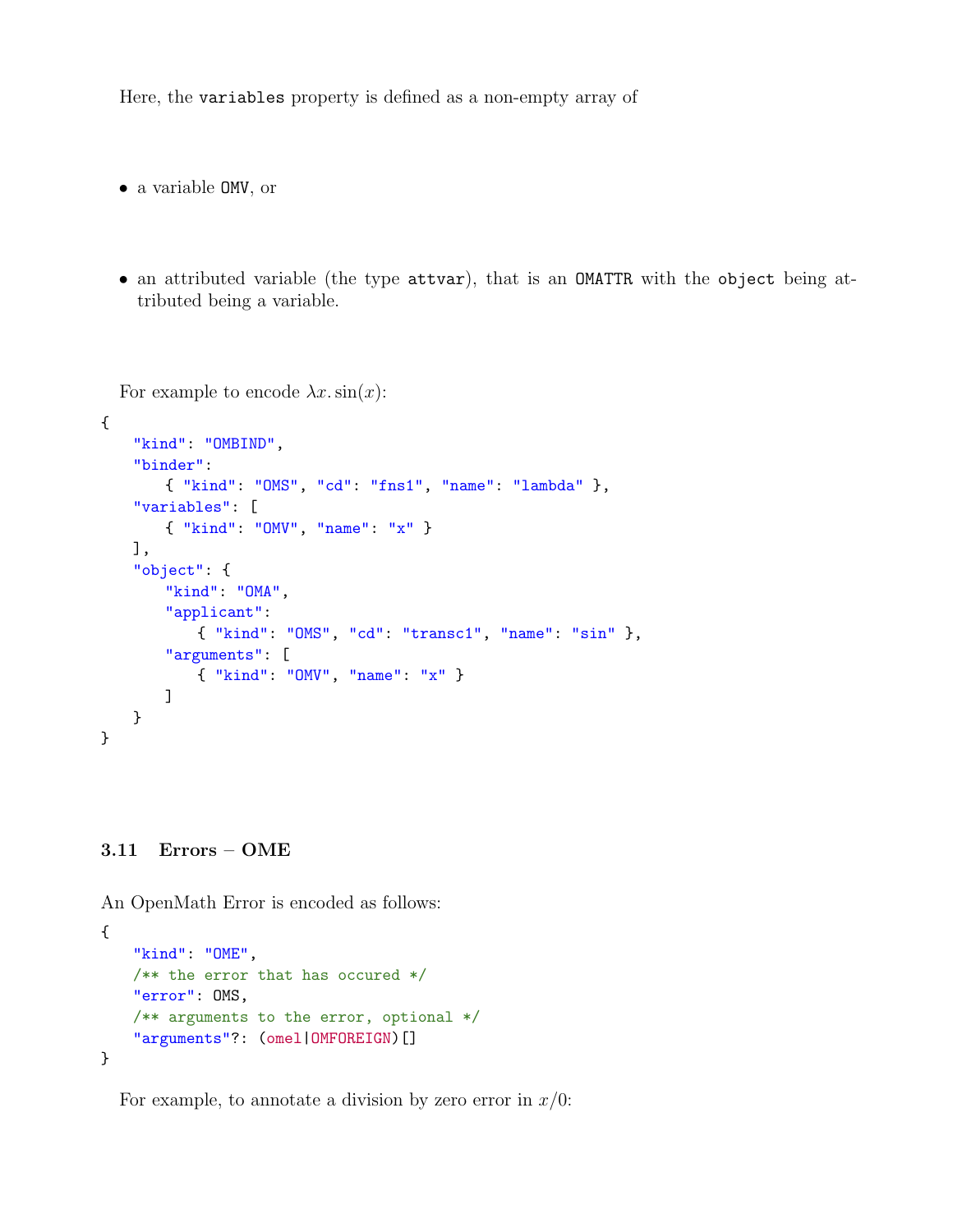Here, the `variables` property is defined as a non-empty array of

- a variable `OMV`, or
- an attributed variable (the type `attvar`), that is an `OMATTR` with the `object` being attributed being a variable.

For example to encode $\lambda x. \sin(x)$:

```
{
    "kind": "OMBIND",
    "binder":
        { "kind": "OMS", "cd": "fns1", "name": "lambda" },
    "variables": [
        { "kind": "OMV", "name": "x" }
    ],
    "object": {
        "kind": "OMA",
        "applicant":
            { "kind": "OMS", "cd": "transc1", "name": "sin" },
        "arguments": [
            { "kind": "OMV", "name": "x" }
        ]
    }
}
```

### 3.11 Errors – OME

An OpenMath Error is encoded as follows:

```
{
    "kind": "OME",
    /** the error that has occured */
    "error": OMS,
    /** arguments to the error, optional */
    "arguments"?: (omel|OMFOREIGN)[]
}
```

For example, to annotate a division by zero error in $x/0$: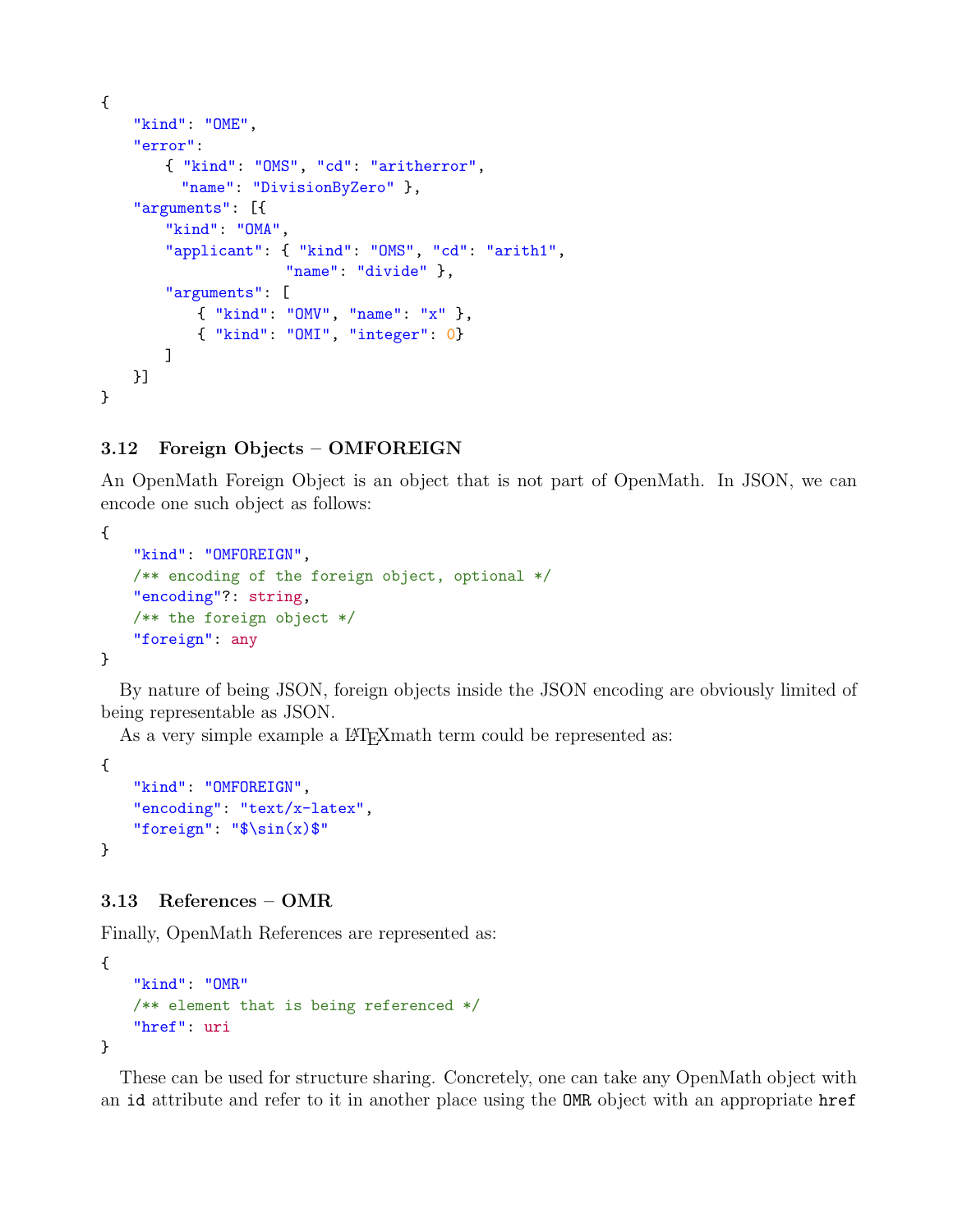```
{
    "kind": "OME",
    "error":
        { "kind": "OMS", "cd": "aritherror",
          "name": "DivisionByZero" },
    "arguments": [{
        "kind": "OMA",
        "applicant": { "kind": "OMS", "cd": "arith1",
                       "name": "divide" },
        "arguments": [
            { "kind": "OMV", "name": "x" },
            { "kind": "OMI", "integer": 0}
        ]
    }]
}
```

### 3.12 Foreign Objects – OMFOREIGN

An OpenMath Foreign Object is an object that is not part of OpenMath. In JSON, we can encode one such object as follows:

```
{
    "kind": "OMFOREIGN",
    /** encoding of the foreign object, optional */
    "encoding"?: string,
    /** the foreign object */
    "foreign": any
}
```

By nature of being JSON, foreign objects inside the JSON encoding are obviously limited of being representable as JSON.

As a very simple example a LaTeXmath term could be represented as:

```
{
    "kind": "OMFOREIGN",
    "encoding": "text/x-latex",
    "foreign": "$\sin(x)$"
}
```

### 3.13 References – OMR

Finally, OpenMath References are represented as:

```
{
    "kind": "OMR"
    /** element that is being referenced */
    "href": uri
}
```

These can be used for structure sharing. Concretely, one can take any OpenMath object with an `id` attribute and refer to it in another place using the `OMR` object with an appropriate `href`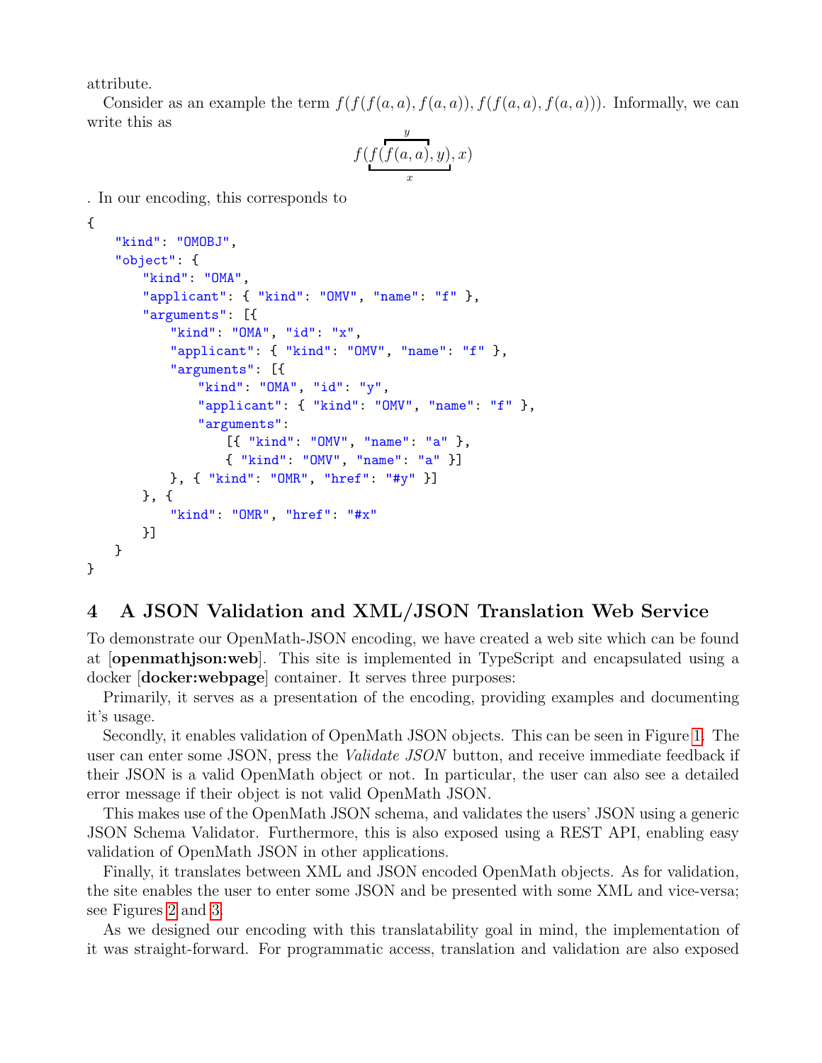attribute.

Consider as an example the term $f(f(f(a,a), f(a,a)), f(f(a,a), f(a,a)))$. Informally, we can write this as

$$f(\underbrace{f(\overbrace{f(a,a)}^{y}, y)}_{x}, x)$$

. In our encoding, this corresponds to

```
{
    "kind": "OMOBJ",
    "object": {
        "kind": "OMA",
        "applicant": { "kind": "OMV", "name": "f" },
        "arguments": [{
            "kind": "OMA", "id": "x",
            "applicant": { "kind": "OMV", "name": "f" },
            "arguments": [{
                "kind": "OMA", "id": "y",
                "applicant": { "kind": "OMV", "name": "f" },
                "arguments":
                    [{ "kind": "OMV", "name": "a" },
                    { "kind": "OMV", "name": "a" }]
            }, { "kind": "OMR", "href": "#y" }]
        }, {
            "kind": "OMR", "href": "#x"
        }]
    }
}
```

## 4 A JSON Validation and XML/JSON Translation Web Service

To demonstrate our OpenMath-JSON encoding, we have created a web site which can be found at [**openmathjson:web**]. This site is implemented in TypeScript and encapsulated using a docker [**docker:webpage**] container. It serves three purposes:

Primarily, it serves as a presentation of the encoding, providing examples and documenting it's usage.

Secondly, it enables validation of OpenMath JSON objects. This can be seen in Figure 1. The user can enter some JSON, press the *Validate JSON* button, and receive immediate feedback if their JSON is a valid OpenMath object or not. In particular, the user can also see a detailed error message if their object is not valid OpenMath JSON.

This makes use of the OpenMath JSON schema, and validates the users' JSON using a generic JSON Schema Validator. Furthermore, this is also exposed using a REST API, enabling easy validation of OpenMath JSON in other applications.

Finally, it translates between XML and JSON encoded OpenMath objects. As for validation, the site enables the user to enter some JSON and be presented with some XML and vice-versa; see Figures 2 and 3.

As we designed our encoding with this translatability goal in mind, the implementation of it was straight-forward. For programmatic access, translation and validation are also exposed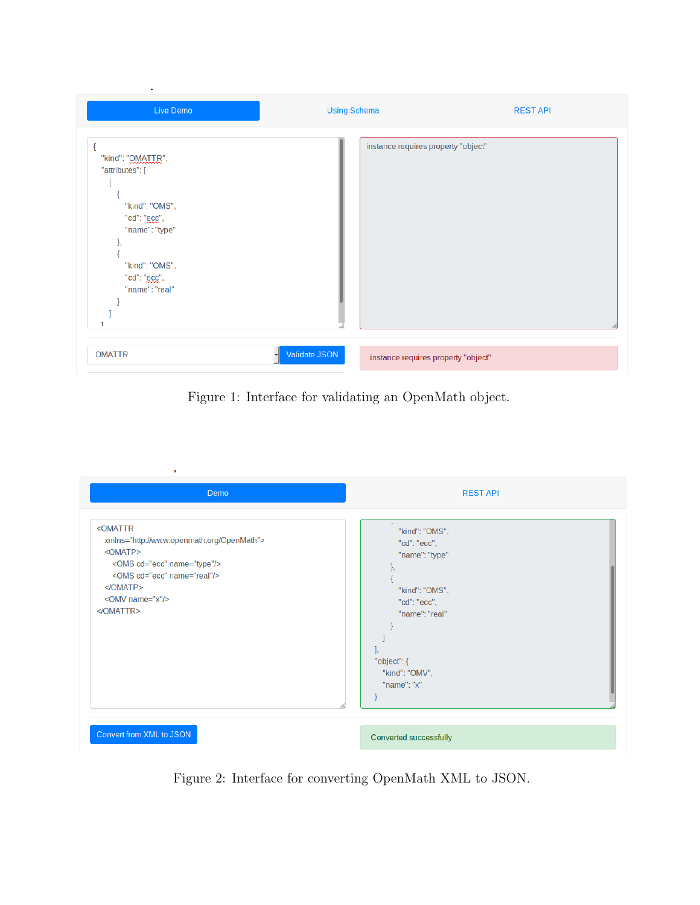Figure 1: Interface for validating an OpenMath object.

Figure 2: Interface for converting OpenMath XML to JSON.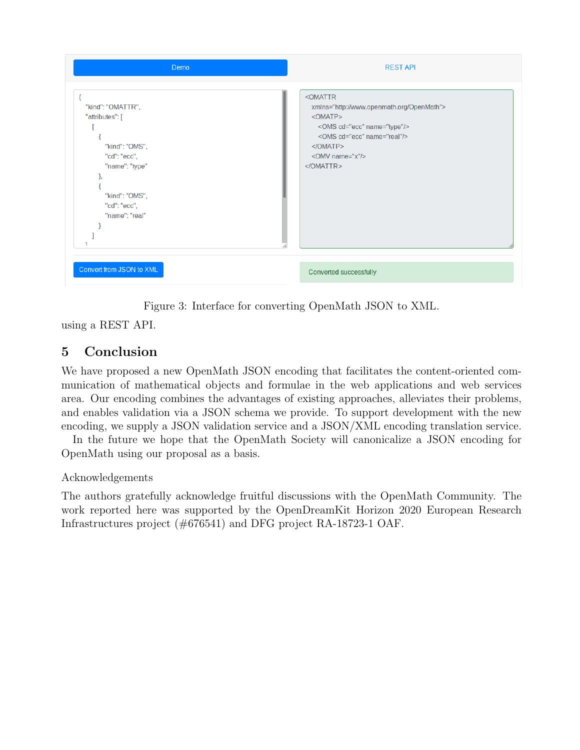Demo

REST API

```
{
  "kind": "OMATTR",
  "attributes": [
    [
      {
        "kind": "OMS",
        "cd": "ecc",
        "name": "type"
      },
      {
        "kind": "OMS",
        "cd": "ecc",
        "name": "real"
      }
    ]
```

```
<OMATTR
  xmlns="http://www.openmath.org/OpenMath">
  <OMATP>
    <OMS cd="ecc" name="type"/>
    <OMS cd="ecc" name="real"/>
  </OMATP>
  <OMV name="x"/>
</OMATTR>
```

Convert from JSON to XML

Converted successfully

Figure 3: Interface for converting OpenMath JSON to XML.

using a REST API.

## 5 Conclusion

We have proposed a new OpenMath JSON encoding that facilitates the content-oriented communication of mathematical objects and formulae in the web applications and web services area. Our encoding combines the advantages of existing approaches, alleviates their problems, and enables validation via a JSON schema we provide. To support development with the new encoding, we supply a JSON validation service and a JSON/XML encoding translation service.

In the future we hope that the OpenMath Society will canonicalize a JSON encoding for OpenMath using our proposal as a basis.

### Acknowledgements

The authors gratefully acknowledge fruitful discussions with the OpenMath Community. The work reported here was supported by the OpenDreamKit Horizon 2020 European Research Infrastructures project (#676541) and DFG project RA-18723-1 OAF.